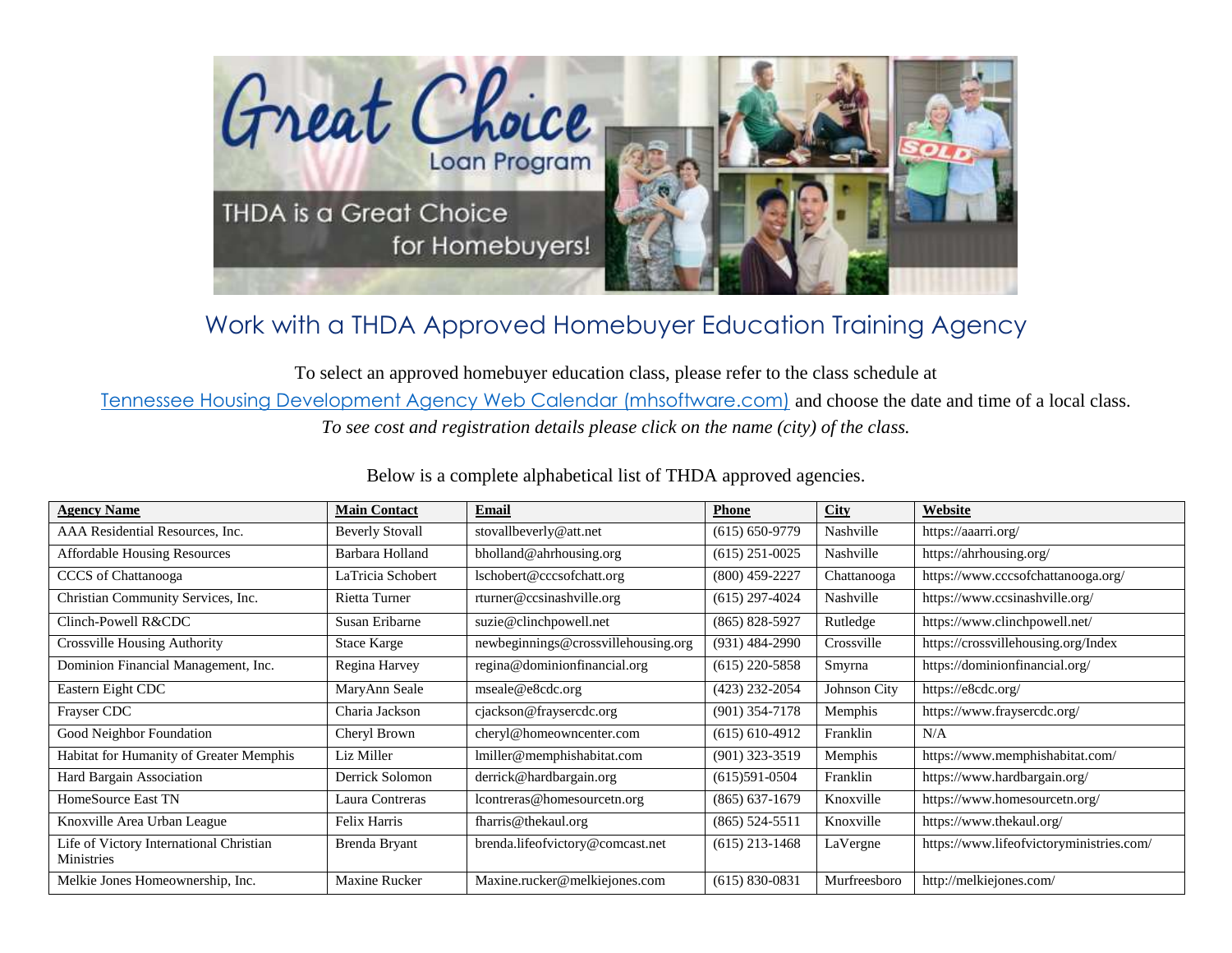# Work with a THDA Approved Homebuyer Education Training Agency

To select an approved homebuyer education class, please refer to the class schedule at [Tennessee Housing Development Agency Web Calendar (mhsoftware.com)] and choose the date and time of a local class.

*To see cost and registration details please click on the name (city) of the class.*

Below is a complete alphabetical list of THDA approved agencies.

| Agency Name | Main Contact | Email | Phone | City | Website |
|---|---|---|---|---|---|
| AAA Residential Resources, Inc. | Beverly Stovall | stovallbeverly@att.net | (615) 650-9779 | Nashville | https://aaarri.org/ |
| Affordable Housing Resources | Barbara Holland | bholland@ahrhousing.org | (615) 251-0025 | Nashville | https://ahrhousing.org/ |
| CCCS of Chattanooga | LaTricia Schobert | lschobert@cccsofchatt.org | (800) 459-2227 | Chattanooga | https://www.cccsofchattanooga.org/ |
| Christian Community Services, Inc. | Rietta Turner | rturner@ccsinashville.org | (615) 297-4024 | Nashville | https://www.ccsinashville.org/ |
| Clinch-Powell R&CDC | Susan Eribarne | suzie@clinchpowell.net | (865) 828-5927 | Rutledge | https://www.clinchpowell.net/ |
| Crossville Housing Authority | Stace Karge | newbeginnings@crossvillehousing.org | (931) 484-2990 | Crossville | https://crossvillehousing.org/Index |
| Dominion Financial Management, Inc. | Regina Harvey | regina@dominionfinancial.org | (615) 220-5858 | Smyrna | https://dominionfinancial.org/ |
| Eastern Eight CDC | MaryAnn Seale | mseale@e8cdc.org | (423) 232-2054 | Johnson City | https://e8cdc.org/ |
| Frayser CDC | Charia Jackson | cjackson@fraysercdc.org | (901) 354-7178 | Memphis | https://www.fraysercdc.org/ |
| Good Neighbor Foundation | Cheryl Brown | cheryl@homeowncenter.com | (615) 610-4912 | Franklin | N/A |
| Habitat for Humanity of Greater Memphis | Liz Miller | lmiller@memphishabitat.com | (901) 323-3519 | Memphis | https://www.memphishabitat.com/ |
| Hard Bargain Association | Derrick Solomon | derrick@hardbargain.org | (615)591-0504 | Franklin | https://www.hardbargain.org/ |
| HomeSource East TN | Laura Contreras | lcontreras@homesourcetn.org | (865) 637-1679 | Knoxville | https://www.homesourcetn.org/ |
| Knoxville Area Urban League | Felix Harris | fharris@thekaul.org | (865) 524-5511 | Knoxville | https://www.thekaul.org/ |
| Life of Victory International Christian Ministries | Brenda Bryant | brenda.lifeofvictory@comcast.net | (615) 213-1468 | LaVergne | https://www.lifeofvictoryministries.com/ |
| Melkie Jones Homeownership, Inc. | Maxine Rucker | Maxine.rucker@melkiejones.com | (615) 830-0831 | Murfreesboro | http://melkiejones.com/ |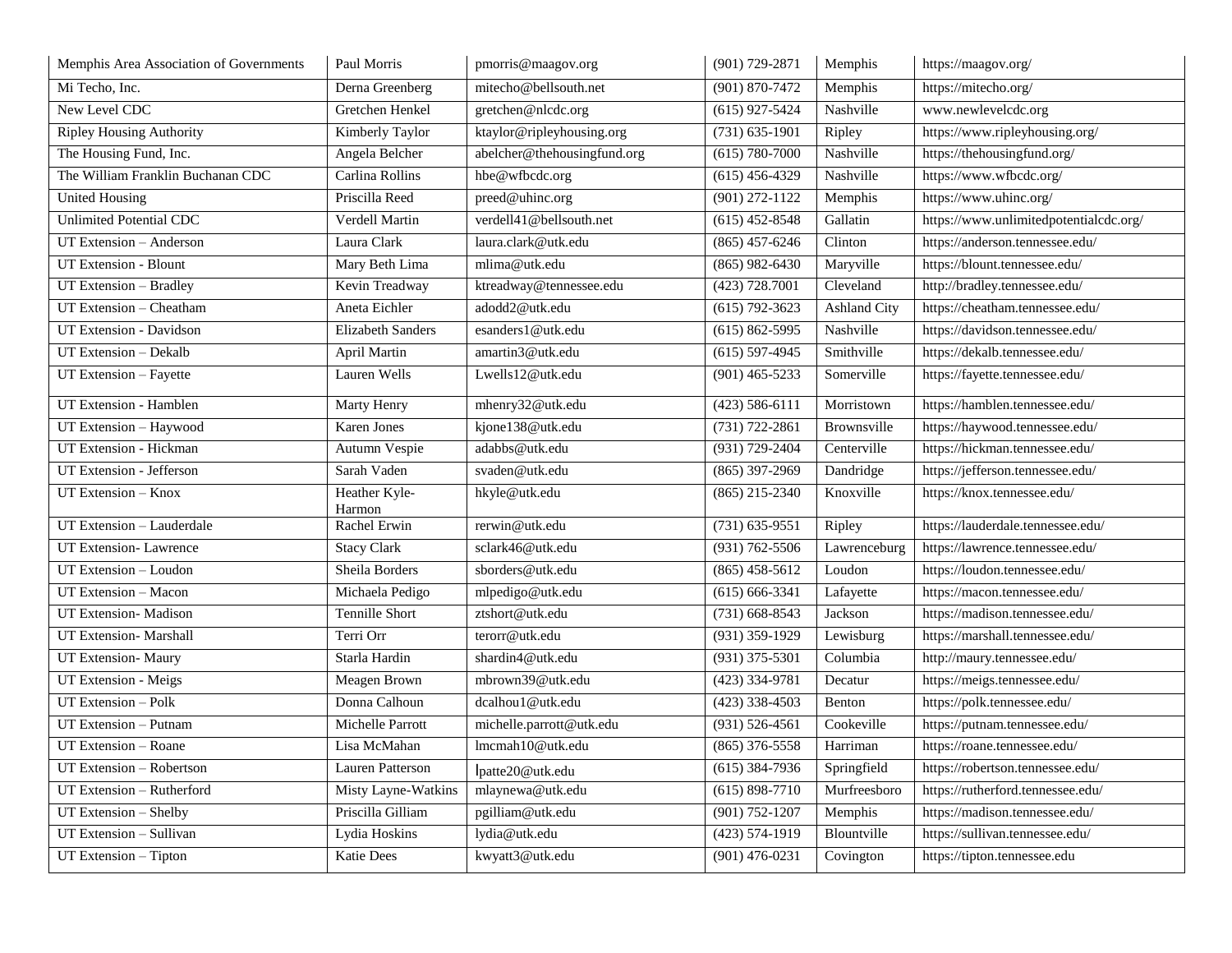| Memphis Area Association of Governments | Paul Morris | pmorris@maagov.org | (901) 729-2871 | Memphis | https://maagov.org/ |
|---|---|---|---|---|---|
| Mi Techo, Inc. | Derna Greenberg | mitecho@bellsouth.net | (901) 870-7472 | Memphis | https://mitecho.org/ |
| New Level CDC | Gretchen Henkel | gretchen@nlcdc.org | (615) 927-5424 | Nashville | www.newlevelcdc.org |
| Ripley Housing Authority | Kimberly Taylor | ktaylor@ripleyhousing.org | (731) 635-1901 | Ripley | https://www.ripleyhousing.org/ |
| The Housing Fund, Inc. | Angela Belcher | abelcher@thehousingfund.org | (615) 780-7000 | Nashville | https://thehousingfund.org/ |
| The William Franklin Buchanan CDC | Carlina Rollins | hbe@wfbcdc.org | (615) 456-4329 | Nashville | https://www.wfbcdc.org/ |
| United Housing | Priscilla Reed | preed@uhinc.org | (901) 272-1122 | Memphis | https://www.uhinc.org/ |
| Unlimited Potential CDC | Verdell Martin | verdell41@bellsouth.net | (615) 452-8548 | Gallatin | https://www.unlimitedpotentialcdc.org/ |
| UT Extension – Anderson | Laura Clark | laura.clark@utk.edu | (865) 457-6246 | Clinton | https://anderson.tennessee.edu/ |
| UT Extension - Blount | Mary Beth Lima | mlima@utk.edu | (865) 982-6430 | Maryville | https://blount.tennessee.edu/ |
| UT Extension – Bradley | Kevin Treadway | ktreadway@tennessee.edu | (423) 728.7001 | Cleveland | http://bradley.tennessee.edu/ |
| UT Extension – Cheatham | Aneta Eichler | adodd2@utk.edu | (615) 792-3623 | Ashland City | https://cheatham.tennessee.edu/ |
| UT Extension - Davidson | Elizabeth Sanders | esanders1@utk.edu | (615) 862-5995 | Nashville | https://davidson.tennessee.edu/ |
| UT Extension – Dekalb | April Martin | amartin3@utk.edu | (615) 597-4945 | Smithville | https://dekalb.tennessee.edu/ |
| UT Extension – Fayette | Lauren Wells | Lwells12@utk.edu | (901) 465-5233 | Somerville | https://fayette.tennessee.edu/ |
| UT Extension - Hamblen | Marty Henry | mhenry32@utk.edu | (423) 586-6111 | Morristown | https://hamblen.tennessee.edu/ |
| UT Extension – Haywood | Karen Jones | kjone138@utk.edu | (731) 722-2861 | Brownsville | https://haywood.tennessee.edu/ |
| UT Extension - Hickman | Autumn Vespie | adabbs@utk.edu | (931) 729-2404 | Centerville | https://hickman.tennessee.edu/ |
| UT Extension - Jefferson | Sarah Vaden | svaden@utk.edu | (865) 397-2969 | Dandridge | https://jefferson.tennessee.edu/ |
| UT Extension – Knox | Heather Kyle-Harmon | hkyle@utk.edu | (865) 215-2340 | Knoxville | https://knox.tennessee.edu/ |
| UT Extension – Lauderdale | Rachel Erwin | rerwin@utk.edu | (731) 635-9551 | Ripley | https://lauderdale.tennessee.edu/ |
| UT Extension- Lawrence | Stacy Clark | sclark46@utk.edu | (931) 762-5506 | Lawrenceburg | https://lawrence.tennessee.edu/ |
| UT Extension – Loudon | Sheila Borders | sborders@utk.edu | (865) 458-5612 | Loudon | https://loudon.tennessee.edu/ |
| UT Extension – Macon | Michaela Pedigo | mlpedigo@utk.edu | (615) 666-3341 | Lafayette | https://macon.tennessee.edu/ |
| UT Extension- Madison | Tennille Short | ztshort@utk.edu | (731) 668-8543 | Jackson | https://madison.tennessee.edu/ |
| UT Extension- Marshall | Terri Orr | terorr@utk.edu | (931) 359-1929 | Lewisburg | https://marshall.tennessee.edu/ |
| UT Extension- Maury | Starla Hardin | shardin4@utk.edu | (931) 375-5301 | Columbia | http://maury.tennessee.edu/ |
| UT Extension - Meigs | Meagen Brown | mbrown39@utk.edu | (423) 334-9781 | Decatur | https://meigs.tennessee.edu/ |
| UT Extension – Polk | Donna Calhoun | dcalhou1@utk.edu | (423) 338-4503 | Benton | https://polk.tennessee.edu/ |
| UT Extension – Putnam | Michelle Parrott | michelle.parrott@utk.edu | (931) 526-4561 | Cookeville | https://putnam.tennessee.edu/ |
| UT Extension – Roane | Lisa McMahan | lmcmah10@utk.edu | (865) 376-5558 | Harriman | https://roane.tennessee.edu/ |
| UT Extension – Robertson | Lauren Patterson | lpatte20@utk.edu | (615) 384-7936 | Springfield | https://robertson.tennessee.edu/ |
| UT Extension – Rutherford | Misty Layne-Watkins | mlaynewa@utk.edu | (615) 898-7710 | Murfreesboro | https://rutherford.tennessee.edu/ |
| UT Extension – Shelby | Priscilla Gilliam | pgilliam@utk.edu | (901) 752-1207 | Memphis | https://madison.tennessee.edu/ |
| UT Extension – Sullivan | Lydia Hoskins | lydia@utk.edu | (423) 574-1919 | Blountville | https://sullivan.tennessee.edu/ |
| UT Extension – Tipton | Katie Dees | kwyatt3@utk.edu | (901) 476-0231 | Covington | https://tipton.tennessee.edu |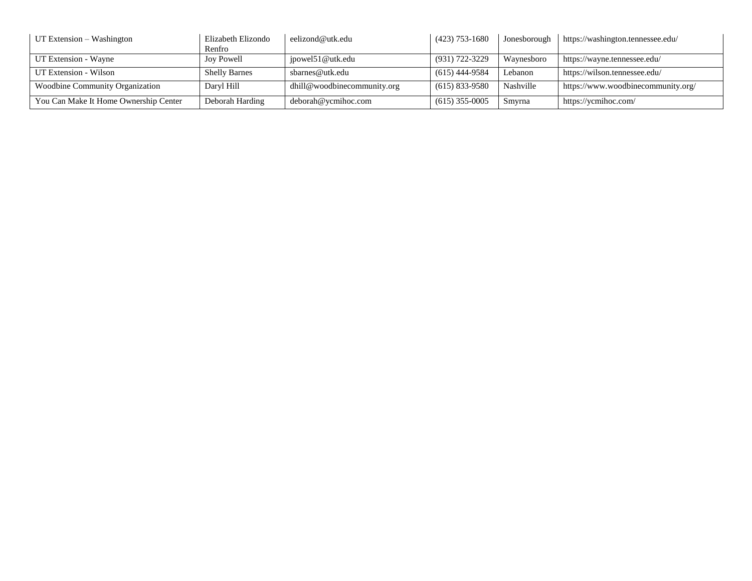| | | | | | |
|---|---|---|---|---|---|
| UT Extension – Washington | Elizabeth Elizondo Renfro | eelizond@utk.edu | (423) 753-1680 | Jonesborough | https://washington.tennessee.edu/ |
| UT Extension - Wayne | Joy Powell | jpowel51@utk.edu | (931) 722-3229 | Waynesboro | https://wayne.tennessee.edu/ |
| UT Extension - Wilson | Shelly Barnes | sbarnes@utk.edu | (615) 444-9584 | Lebanon | https://wilson.tennessee.edu/ |
| Woodbine Community Organization | Daryl Hill | dhill@woodbinecommunity.org | (615) 833-9580 | Nashville | https://www.woodbinecommunity.org/ |
| You Can Make It Home Ownership Center | Deborah Harding | deborah@ycmihoc.com | (615) 355-0005 | Smyrna | https://ycmihoc.com/ |